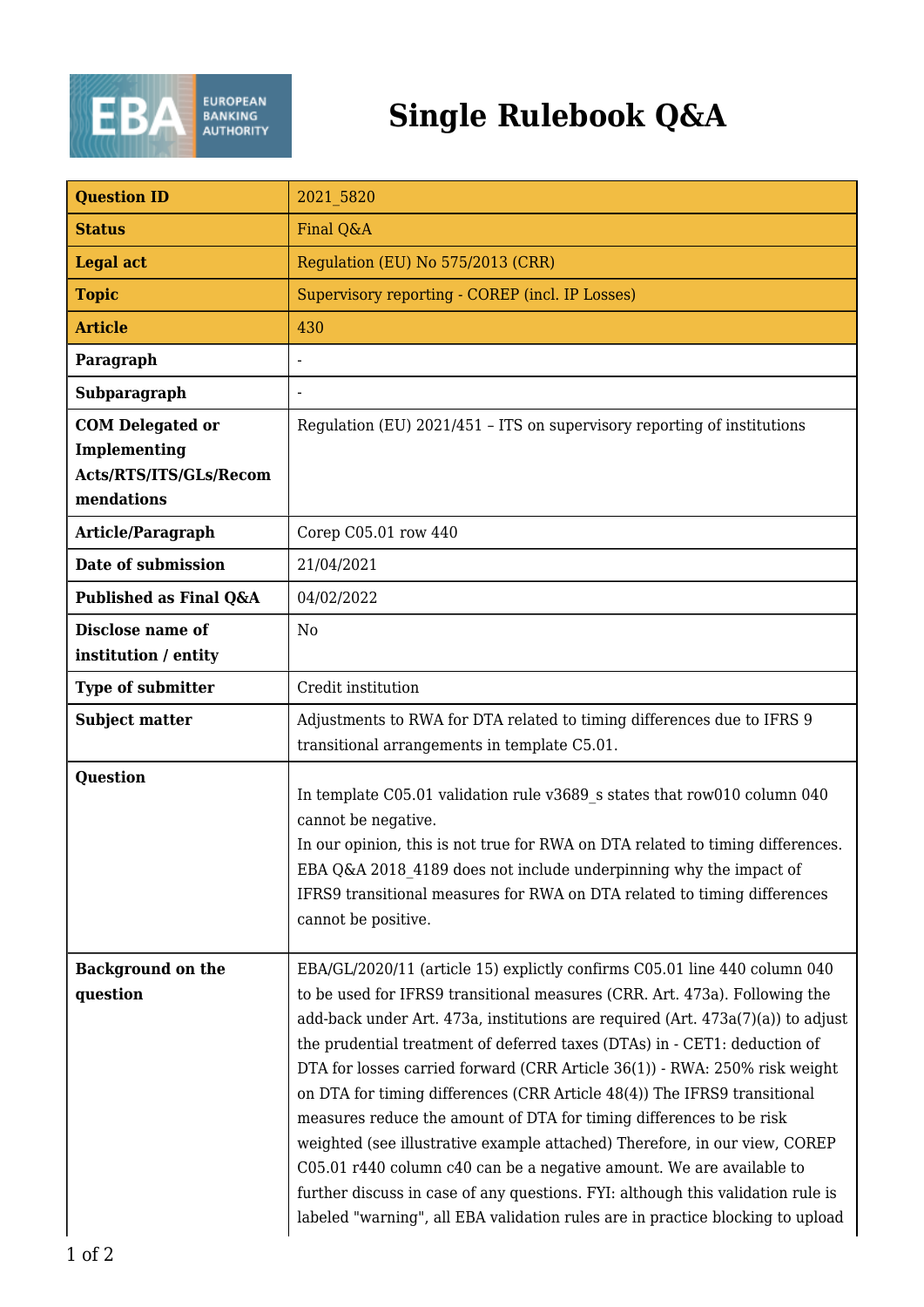# Single Rulebook Q&A

| | |
|---|---|
| **Question ID** | 2021_5820 |
| **Status** | Final Q&A |
| **Legal act** | Regulation (EU) No 575/2013 (CRR) |
| **Topic** | Supervisory reporting - COREP (incl. IP Losses) |
| **Article** | 430 |
| **Paragraph** | - |
| **Subparagraph** | - |
| **COM Delegated or Implementing Acts/RTS/ITS/GLs/Recommendations** | Regulation (EU) 2021/451 – ITS on supervisory reporting of institutions |
| **Article/Paragraph** | Corep C05.01 row 440 |
| **Date of submission** | 21/04/2021 |
| **Published as Final Q&A** | 04/02/2022 |
| **Disclose name of institution / entity** | No |
| **Type of submitter** | Credit institution |
| **Subject matter** | Adjustments to RWA for DTA related to timing differences due to IFRS 9 transitional arrangements in template C5.01. |
| **Question** | In template C05.01 validation rule v3689_s states that row010 column 040 cannot be negative. In our opinion, this is not true for RWA on DTA related to timing differences. EBA Q&A 2018_4189 does not include underpinning why the impact of IFRS9 transitional measures for RWA on DTA related to timing differences cannot be positive. |
| **Background on the question** | EBA/GL/2020/11 (article 15) explictly confirms C05.01 line 440 column 040 to be used for IFRS9 transitional measures (CRR. Art. 473a). Following the add-back under Art. 473a, institutions are required (Art. 473a(7)(a)) to adjust the prudential treatment of deferred taxes (DTAs) in - CET1: deduction of DTA for losses carried forward (CRR Article 36(1)) - RWA: 250% risk weight on DTA for timing differences (CRR Article 48(4)) The IFRS9 transitional measures reduce the amount of DTA for timing differences to be risk weighted (see illustrative example attached) Therefore, in our view, COREP C05.01 r440 column c40 can be a negative amount. We are available to further discuss in case of any questions. FYI: although this validation rule is labeled "warning", all EBA validation rules are in practice blocking to upload |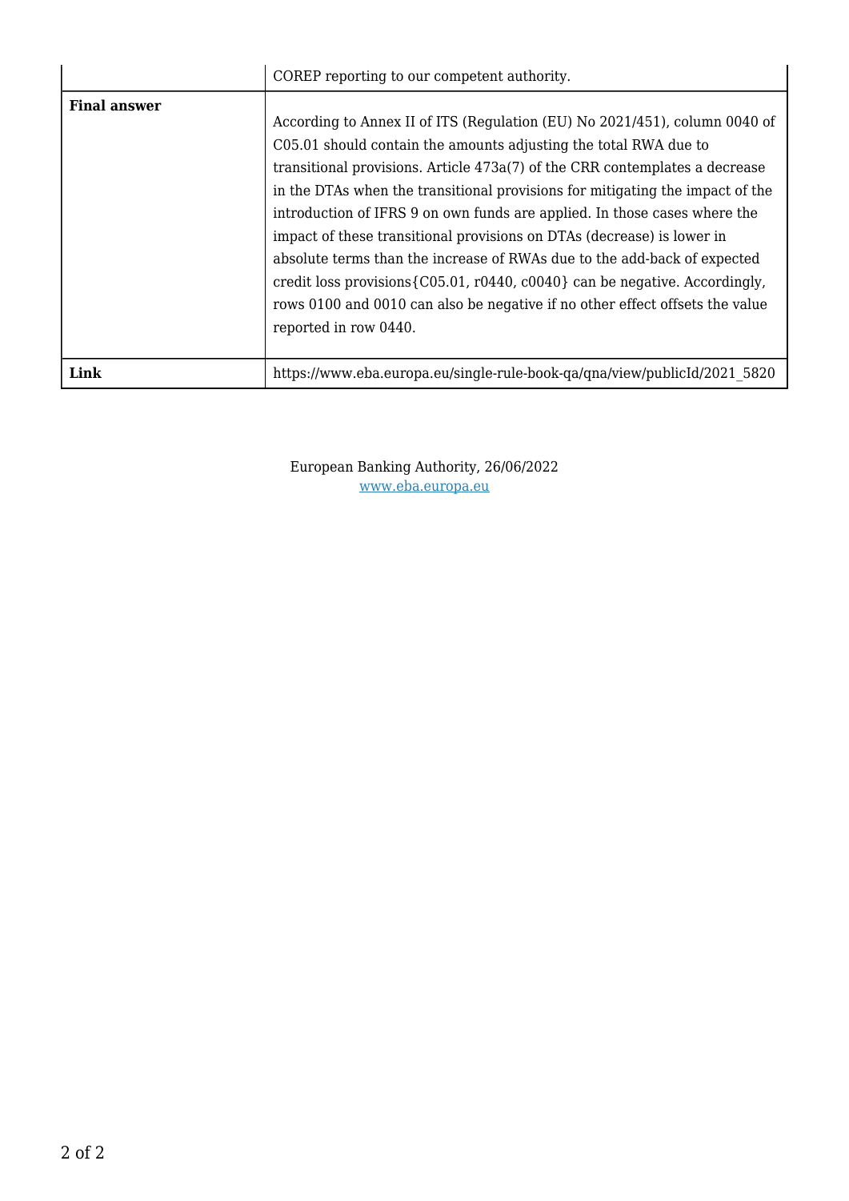| | |
|---|---|
| | COREP reporting to our competent authority. |
| **Final answer** | According to Annex II of ITS (Regulation (EU) No 2021/451), column 0040 of C05.01 should contain the amounts adjusting the total RWA due to transitional provisions. Article 473a(7) of the CRR contemplates a decrease in the DTAs when the transitional provisions for mitigating the impact of the introduction of IFRS 9 on own funds are applied. In those cases where the impact of these transitional provisions on DTAs (decrease) is lower in absolute terms than the increase of RWAs due to the add-back of expected credit loss provisions{C05.01, r0440, c0040} can be negative. Accordingly, rows 0100 and 0010 can also be negative if no other effect offsets the value reported in row 0440. |
| **Link** | https://www.eba.europa.eu/single-rule-book-qa/qna/view/publicId/2021_5820 |

European Banking Authority, 26/06/2022
www.eba.europa.eu